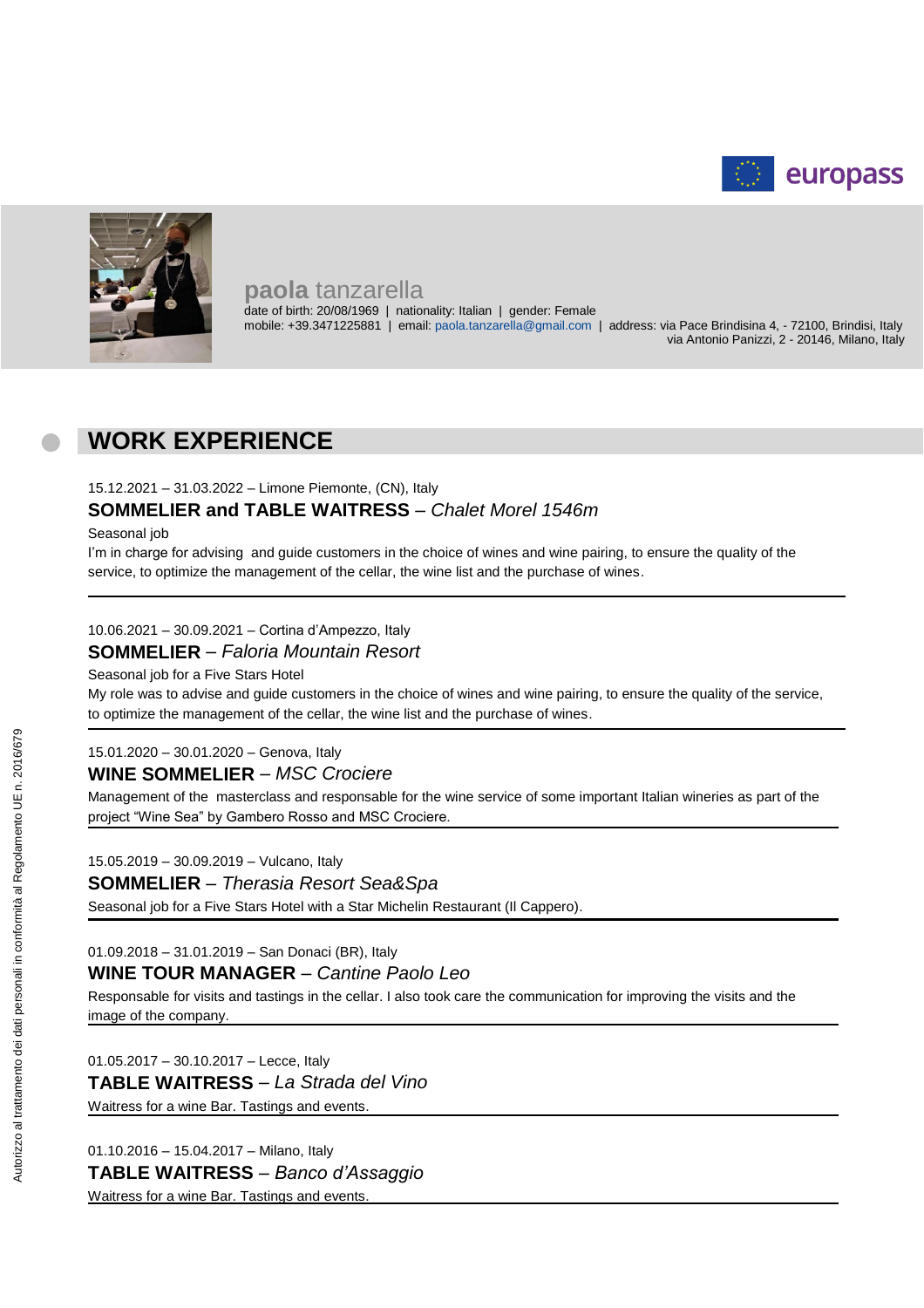europass

# **paola** tanzarella

date of birth: 20/08/1969 | nationality: Italian | gender: Female
mobile: +39.3471225881 | email: paola.tanzarella@gmail.com | address: via Pace Brindisina 4, - 72100, Brindisi, Italy
via Antonio Panizzi, 2 - 20146, Milano, Italy

## WORK EXPERIENCE

15.12.2021 – 31.03.2022 – Limone Piemonte, (CN), Italy

### SOMMELIER and TABLE WAITRESS – *Chalet Morel 1546m*

Seasonal job

I'm in charge for advising and guide customers in the choice of wines and wine pairing, to ensure the quality of the service, to optimize the management of the cellar, the wine list and the purchase of wines.

---

10.06.2021 – 30.09.2021 – Cortina d'Ampezzo, Italy

### SOMMELIER – *Faloria Mountain Resort*

Seasonal job for a Five Stars Hotel

My role was to advise and guide customers in the choice of wines and wine pairing, to ensure the quality of the service, to optimize the management of the cellar, the wine list and the purchase of wines.

---

15.01.2020 – 30.01.2020 – Genova, Italy

### WINE SOMMELIER – *MSC Crociere*

Management of the masterclass and responsable for the wine service of some important Italian wineries as part of the project "Wine Sea" by Gambero Rosso and MSC Crociere.

---

15.05.2019 – 30.09.2019 – Vulcano, Italy

### SOMMELIER – *Therasia Resort Sea&Spa*

Seasonal job for a Five Stars Hotel with a Star Michelin Restaurant (Il Cappero).

---

01.09.2018 – 31.01.2019 – San Donaci (BR), Italy

### WINE TOUR MANAGER – *Cantine Paolo Leo*

Responsable for visits and tastings in the cellar. I also took care the communication for improving the visits and the image of the company.

---

01.05.2017 – 30.10.2017 – Lecce, Italy

### TABLE WAITRESS – *La Strada del Vino*

Waitress for a wine Bar. Tastings and events.

---

01.10.2016 – 15.04.2017 – Milano, Italy

### TABLE WAITRESS – *Banco d'Assaggio*

Waitress for a wine Bar. Tastings and events.

---

Autorizzo al trattamento dei dati personali in conformità al Regolamento UE n. 2016/679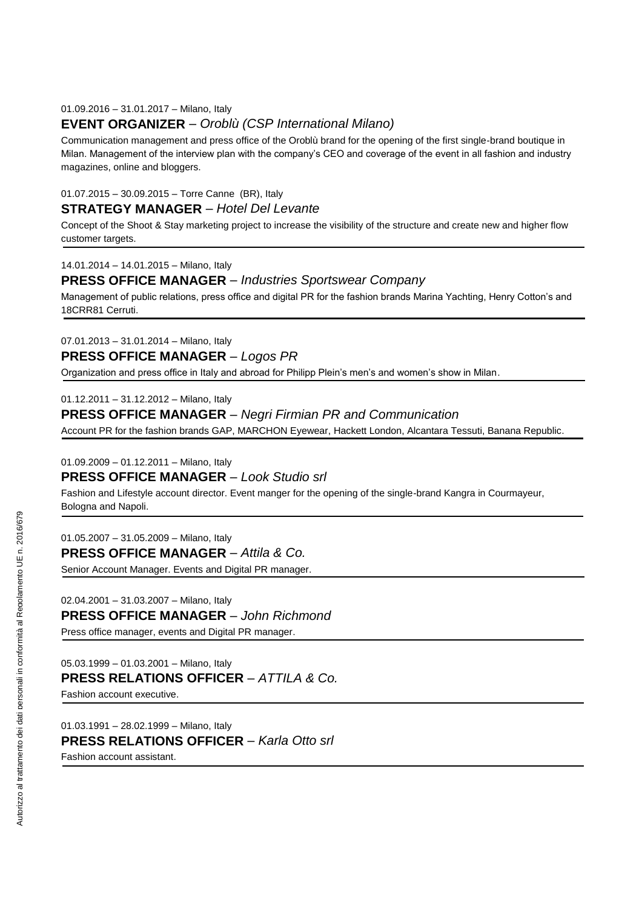01.09.2016 – 31.01.2017 – Milano, Italy

**EVENT ORGANIZER** – *Oroblù (CSP International Milano)*

Communication management and press office of the Oroblù brand for the opening of the first single-brand boutique in Milan. Management of the interview plan with the company's CEO and coverage of the event in all fashion and industry magazines, online and bloggers.

01.07.2015 – 30.09.2015 – Torre Canne (BR), Italy

**STRATEGY MANAGER** – *Hotel Del Levante*

Concept of the Shoot & Stay marketing project to increase the visibility of the structure and create new and higher flow customer targets.

14.01.2014 – 14.01.2015 – Milano, Italy

**PRESS OFFICE MANAGER** – *Industries Sportswear Company*

Management of public relations, press office and digital PR for the fashion brands Marina Yachting, Henry Cotton's and 18CRR81 Cerruti.

07.01.2013 – 31.01.2014 – Milano, Italy

**PRESS OFFICE MANAGER** – *Logos PR*

Organization and press office in Italy and abroad for Philipp Plein's men's and women's show in Milan.

01.12.2011 – 31.12.2012 – Milano, Italy

**PRESS OFFICE MANAGER** – *Negri Firmian PR and Communication*

Account PR for the fashion brands GAP, MARCHON Eyewear, Hackett London, Alcantara Tessuti, Banana Republic.

01.09.2009 – 01.12.2011 – Milano, Italy

**PRESS OFFICE MANAGER** – *Look Studio srl*

Fashion and Lifestyle account director. Event manger for the opening of the single-brand Kangra in Courmayeur, Bologna and Napoli.

01.05.2007 – 31.05.2009 – Milano, Italy

**PRESS OFFICE MANAGER** – *Attila & Co.*

Senior Account Manager. Events and Digital PR manager.

02.04.2001 – 31.03.2007 – Milano, Italy

**PRESS OFFICE MANAGER** – *John Richmond*

Press office manager, events and Digital PR manager.

05.03.1999 – 01.03.2001 – Milano, Italy

**PRESS RELATIONS OFFICER** – *ATTILA & Co.*

Fashion account executive.

01.03.1991 – 28.02.1999 – Milano, Italy

**PRESS RELATIONS OFFICER** – *Karla Otto srl*

Fashion account assistant.

Autorizzo al trattamento dei dati personali in conformità al Regolamento UE n. 2016/679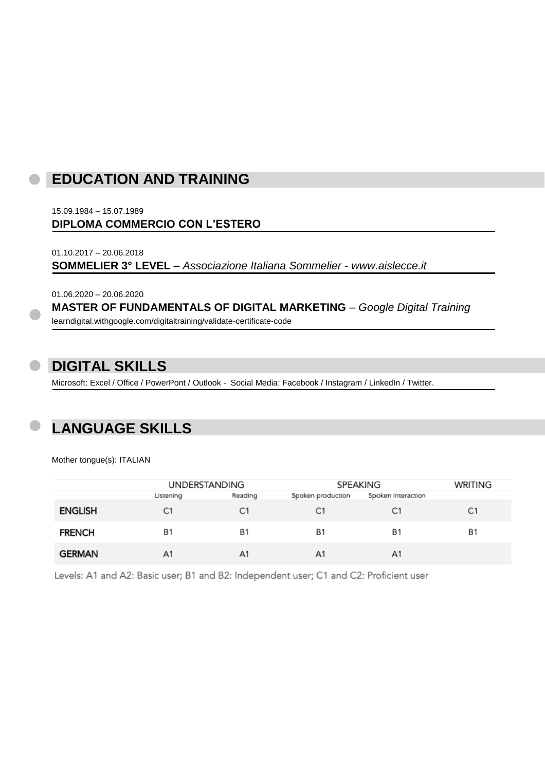## EDUCATION AND TRAINING

15.09.1984 – 15.07.1989

**DIPLOMA COMMERCIO CON L'ESTERO**

01.10.2017 – 20.06.2018

**SOMMELIER 3° LEVEL** – *Associazione Italiana Sommelier - www.aislecce.it*

01.06.2020 – 20.06.2020

**MASTER OF FUNDAMENTALS OF DIGITAL MARKETING** – *Google Digital Training*

learndigital.withgoogle.com/digitaltraining/validate-certificate-code

## DIGITAL SKILLS

Microsoft: Excel / Office / PowerPont / Outlook - Social Media: Facebook / Instagram / LinkedIn / Twitter.

## LANGUAGE SKILLS

Mother tongue(s): ITALIAN

| | UNDERSTANDING | | SPEAKING | | WRITING |
|---|---|---|---|---|---|
| | Listening | Reading | Spoken production | Spoken interaction | |
| **ENGLISH** | C1 | C1 | C1 | C1 | C1 |
| **FRENCH** | B1 | B1 | B1 | B1 | B1 |
| **GERMAN** | A1 | A1 | A1 | A1 | |

Levels: A1 and A2: Basic user; B1 and B2: Independent user; C1 and C2: Proficient user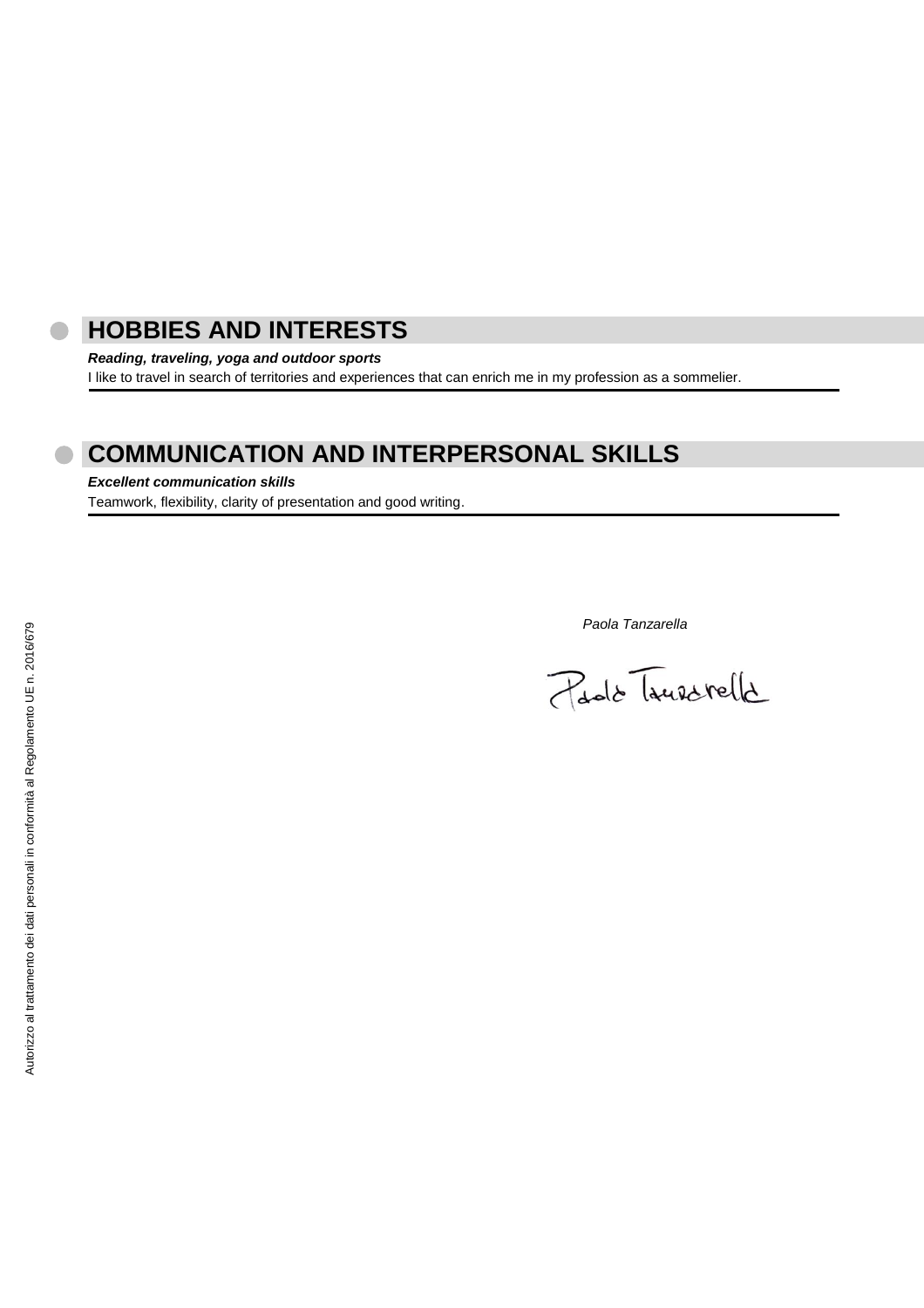## HOBBIES AND INTERESTS

***Reading, traveling, yoga and outdoor sports***

I like to travel in search of territories and experiences that can enrich me in my profession as a sommelier.

## COMMUNICATION AND INTERPERSONAL SKILLS

***Excellent communication skills***

Teamwork, flexibility, clarity of presentation and good writing.

*Paola Tanzarella*

Autorizzo al trattamento dei dati personali in conformità al Regolamento UE n. 2016/679